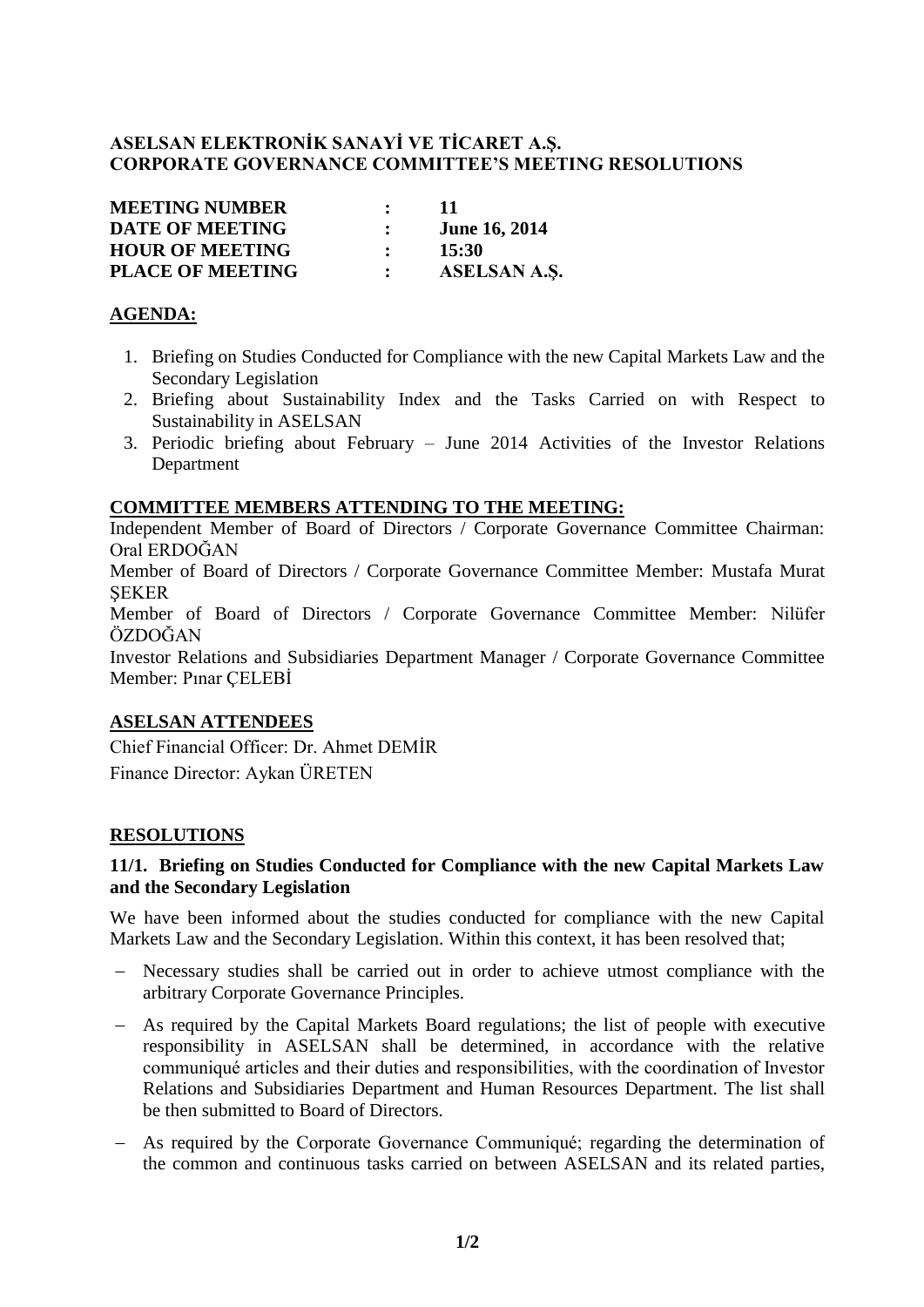# ASELSAN ELEKTRONİK SANAYİ VE TİCARET A.Ş.
# CORPORATE GOVERNANCE COMMITTEE'S MEETING RESOLUTIONS

| | | |
|---|---|---|
| **MEETING NUMBER** | **:** | **11** |
| **DATE OF MEETING** | **:** | **June 16, 2014** |
| **HOUR OF MEETING** | **:** | **15:30** |
| **PLACE OF MEETING** | **:** | **ASELSAN A.Ş.** |

## AGENDA:

1. Briefing on Studies Conducted for Compliance with the new Capital Markets Law and the Secondary Legislation
2. Briefing about Sustainability Index and the Tasks Carried on with Respect to Sustainability in ASELSAN
3. Periodic briefing about February – June 2014 Activities of the Investor Relations Department

## COMMITTEE MEMBERS ATTENDING TO THE MEETING:

Independent Member of Board of Directors / Corporate Governance Committee Chairman: Oral ERDOĞAN

Member of Board of Directors / Corporate Governance Committee Member: Mustafa Murat ŞEKER

Member of Board of Directors / Corporate Governance Committee Member: Nilüfer ÖZDOĞAN

Investor Relations and Subsidiaries Department Manager / Corporate Governance Committee Member: Pınar ÇELEBİ

## ASELSAN ATTENDEES

Chief Financial Officer: Dr. Ahmet DEMİR

Finance Director: Aykan ÜRETEN

## RESOLUTIONS

### 11/1. Briefing on Studies Conducted for Compliance with the new Capital Markets Law and the Secondary Legislation

We have been informed about the studies conducted for compliance with the new Capital Markets Law and the Secondary Legislation. Within this context, it has been resolved that;

- Necessary studies shall be carried out in order to achieve utmost compliance with the arbitrary Corporate Governance Principles.
- As required by the Capital Markets Board regulations; the list of people with executive responsibility in ASELSAN shall be determined, in accordance with the relative communiqué articles and their duties and responsibilities, with the coordination of Investor Relations and Subsidiaries Department and Human Resources Department. The list shall be then submitted to Board of Directors.
- As required by the Corporate Governance Communiqué; regarding the determination of the common and continuous tasks carried on between ASELSAN and its related parties,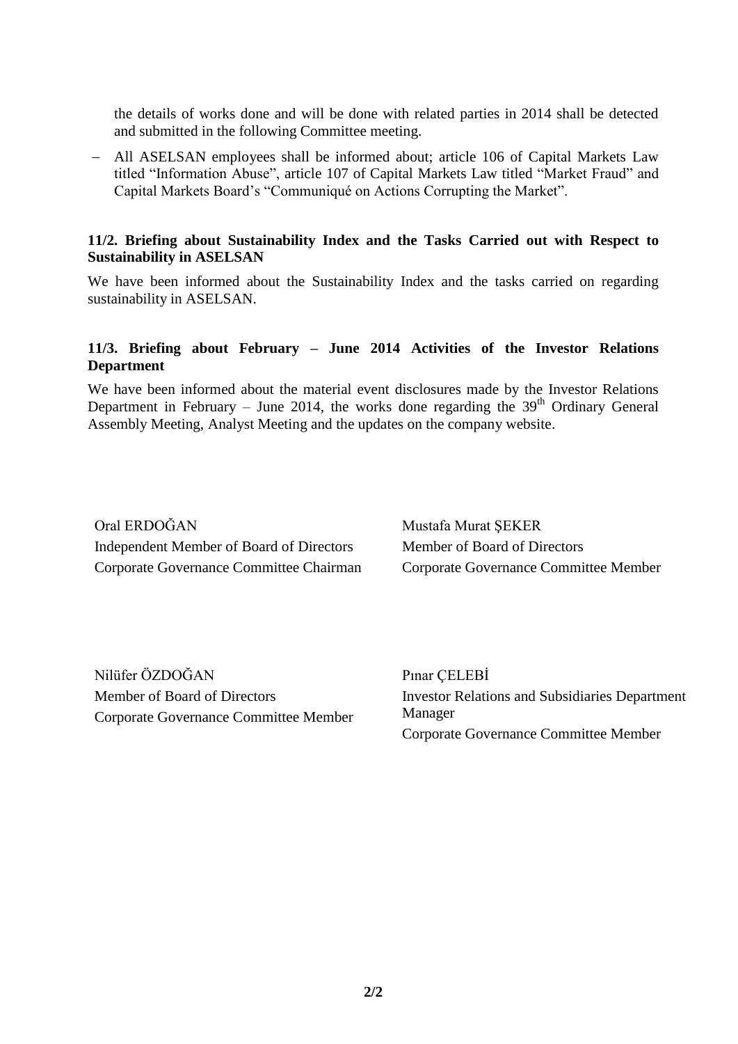the details of works done and will be done with related parties in 2014 shall be detected and submitted in the following Committee meeting.

- All ASELSAN employees shall be informed about; article 106 of Capital Markets Law titled "Information Abuse", article 107 of Capital Markets Law titled "Market Fraud" and Capital Markets Board's "Communiqué on Actions Corrupting the Market".

**11/2. Briefing about Sustainability Index and the Tasks Carried out with Respect to Sustainability in ASELSAN**

We have been informed about the Sustainability Index and the tasks carried on regarding sustainability in ASELSAN.

**11/3. Briefing about February – June 2014 Activities of the Investor Relations Department**

We have been informed about the material event disclosures made by the Investor Relations Department in February – June 2014, the works done regarding the 39th Ordinary General Assembly Meeting, Analyst Meeting and the updates on the company website.

Oral ERDOĞAN
Independent Member of Board of Directors
Corporate Governance Committee Chairman

Mustafa Murat ŞEKER
Member of Board of Directors
Corporate Governance Committee Member

Nilüfer ÖZDOĞAN
Member of Board of Directors
Corporate Governance Committee Member

Pınar ÇELEBİ
Investor Relations and Subsidiaries Department Manager
Corporate Governance Committee Member